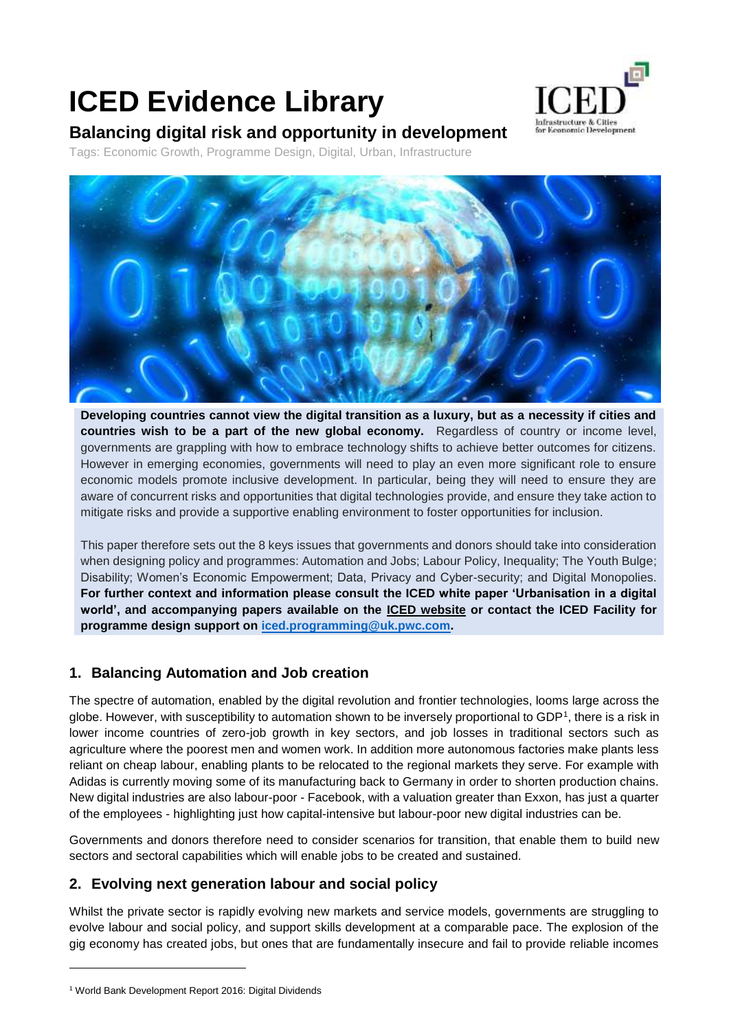# ICED Evidence Library

## Balancing digital risk and opportunity in development

Tags: Economic Growth, Programme Design, Digital, Urban, Infrastructure

**Developing countries cannot view the digital transition as a luxury, but as a necessity if cities and countries wish to be a part of the new global economy.** Regardless of country or income level, governments are grappling with how to embrace technology shifts to achieve better outcomes for citizens. However in emerging economies, governments will need to play an even more significant role to ensure economic models promote inclusive development. In particular, being they will need to ensure they are aware of concurrent risks and opportunities that digital technologies provide, and ensure they take action to mitigate risks and provide a supportive enabling environment to foster opportunities for inclusion.

This paper therefore sets out the 8 keys issues that governments and donors should take into consideration when designing policy and programmes: Automation and Jobs; Labour Policy, Inequality; The Youth Bulge; Disability; Women's Economic Empowerment; Data, Privacy and Cyber-security; and Digital Monopolies. **For further context and information please consult the ICED white paper 'Urbanisation in a digital world', and accompanying papers available on the ICED website or contact the ICED Facility for programme design support on iced.programming@uk.pwc.com.**

### 1. Balancing Automation and Job creation

The spectre of automation, enabled by the digital revolution and frontier technologies, looms large across the globe. However, with susceptibility to automation shown to be inversely proportional to GDP[1], there is a risk in lower income countries of zero-job growth in key sectors, and job losses in traditional sectors such as agriculture where the poorest men and women work. In addition more autonomous factories make plants less reliant on cheap labour, enabling plants to be relocated to the regional markets they serve. For example with Adidas is currently moving some of its manufacturing back to Germany in order to shorten production chains. New digital industries are also labour-poor - Facebook, with a valuation greater than Exxon, has just a quarter of the employees - highlighting just how capital-intensive but labour-poor new digital industries can be.

Governments and donors therefore need to consider scenarios for transition, that enable them to build new sectors and sectoral capabilities which will enable jobs to be created and sustained.

### 2. Evolving next generation labour and social policy

Whilst the private sector is rapidly evolving new markets and service models, governments are struggling to evolve labour and social policy, and support skills development at a comparable pace. The explosion of the gig economy has created jobs, but ones that are fundamentally insecure and fail to provide reliable incomes

[1] World Bank Development Report 2016: Digital Dividends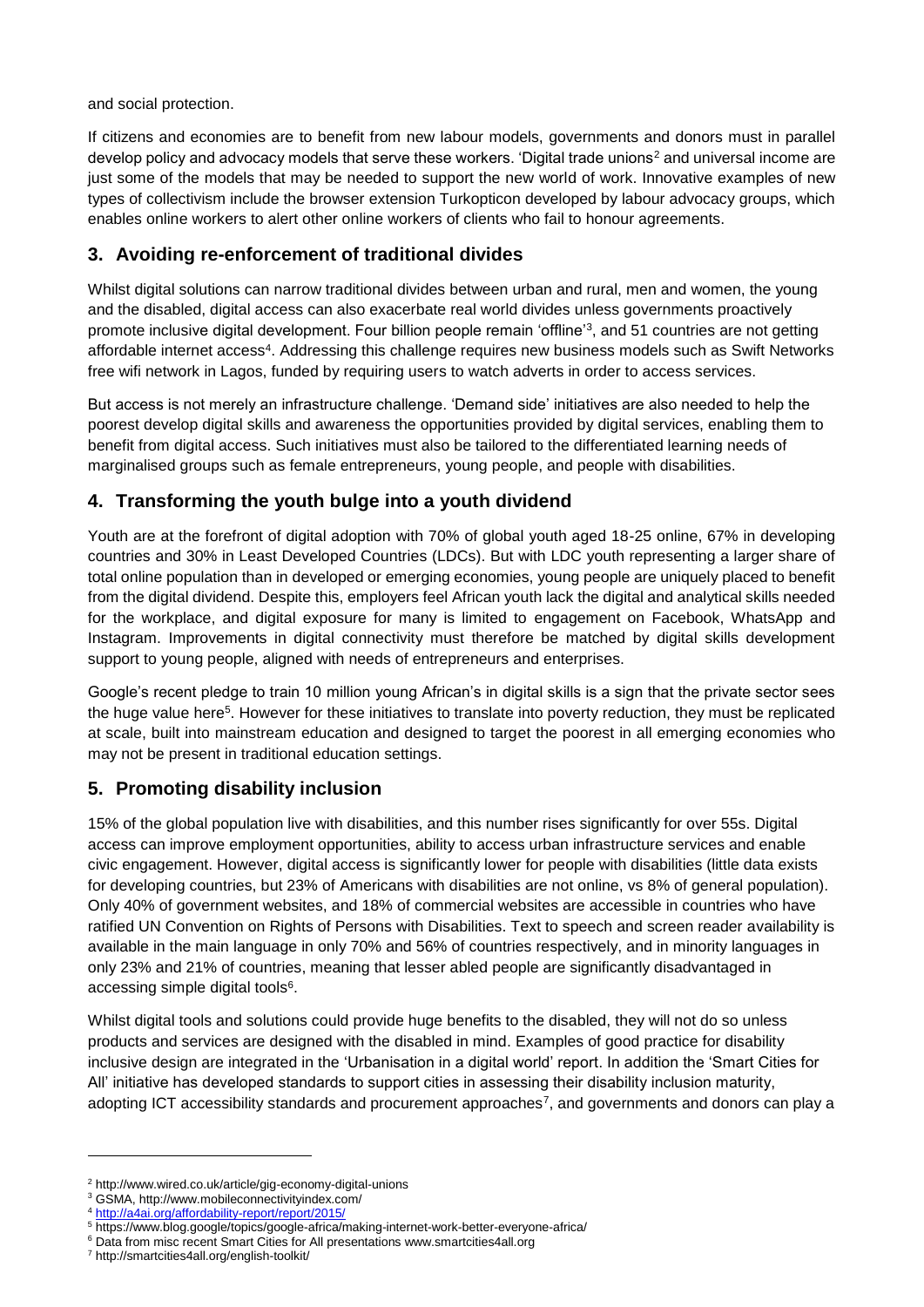and social protection.

If citizens and economies are to benefit from new labour models, governments and donors must in parallel develop policy and advocacy models that serve these workers. 'Digital trade unions[2] and universal income are just some of the models that may be needed to support the new world of work. Innovative examples of new types of collectivism include the browser extension Turkopticon developed by labour advocacy groups, which enables online workers to alert other online workers of clients who fail to honour agreements.

## 3. Avoiding re-enforcement of traditional divides

Whilst digital solutions can narrow traditional divides between urban and rural, men and women, the young and the disabled, digital access can also exacerbate real world divides unless governments proactively promote inclusive digital development. Four billion people remain 'offline'[3], and 51 countries are not getting affordable internet access[4]. Addressing this challenge requires new business models such as Swift Networks free wifi network in Lagos, funded by requiring users to watch adverts in order to access services.

But access is not merely an infrastructure challenge. 'Demand side' initiatives are also needed to help the poorest develop digital skills and awareness the opportunities provided by digital services, enabling them to benefit from digital access. Such initiatives must also be tailored to the differentiated learning needs of marginalised groups such as female entrepreneurs, young people, and people with disabilities.

## 4. Transforming the youth bulge into a youth dividend

Youth are at the forefront of digital adoption with 70% of global youth aged 18-25 online, 67% in developing countries and 30% in Least Developed Countries (LDCs). But with LDC youth representing a larger share of total online population than in developed or emerging economies, young people are uniquely placed to benefit from the digital dividend. Despite this, employers feel African youth lack the digital and analytical skills needed for the workplace, and digital exposure for many is limited to engagement on Facebook, WhatsApp and Instagram. Improvements in digital connectivity must therefore be matched by digital skills development support to young people, aligned with needs of entrepreneurs and enterprises.

Google's recent pledge to train 10 million young African's in digital skills is a sign that the private sector sees the huge value here[5]. However for these initiatives to translate into poverty reduction, they must be replicated at scale, built into mainstream education and designed to target the poorest in all emerging economies who may not be present in traditional education settings.

## 5. Promoting disability inclusion

15% of the global population live with disabilities, and this number rises significantly for over 55s. Digital access can improve employment opportunities, ability to access urban infrastructure services and enable civic engagement. However, digital access is significantly lower for people with disabilities (little data exists for developing countries, but 23% of Americans with disabilities are not online, vs 8% of general population). Only 40% of government websites, and 18% of commercial websites are accessible in countries who have ratified UN Convention on Rights of Persons with Disabilities. Text to speech and screen reader availability is available in the main language in only 70% and 56% of countries respectively, and in minority languages in only 23% and 21% of countries, meaning that lesser abled people are significantly disadvantaged in accessing simple digital tools[6].

Whilst digital tools and solutions could provide huge benefits to the disabled, they will not do so unless products and services are designed with the disabled in mind. Examples of good practice for disability inclusive design are integrated in the 'Urbanisation in a digital world' report. In addition the 'Smart Cities for All' initiative has developed standards to support cities in assessing their disability inclusion maturity, adopting ICT accessibility standards and procurement approaches[7], and governments and donors can play a

---

[2] http://www.wired.co.uk/article/gig-economy-digital-unions

[3] GSMA, http://www.mobileconnectivityindex.com/

[4] http://a4ai.org/affordability-report/report/2015/

[5] https://www.blog.google/topics/google-africa/making-internet-work-better-everyone-africa/

[6] Data from misc recent Smart Cities for All presentations www.smartcities4all.org

[7] http://smartcities4all.org/english-toolkit/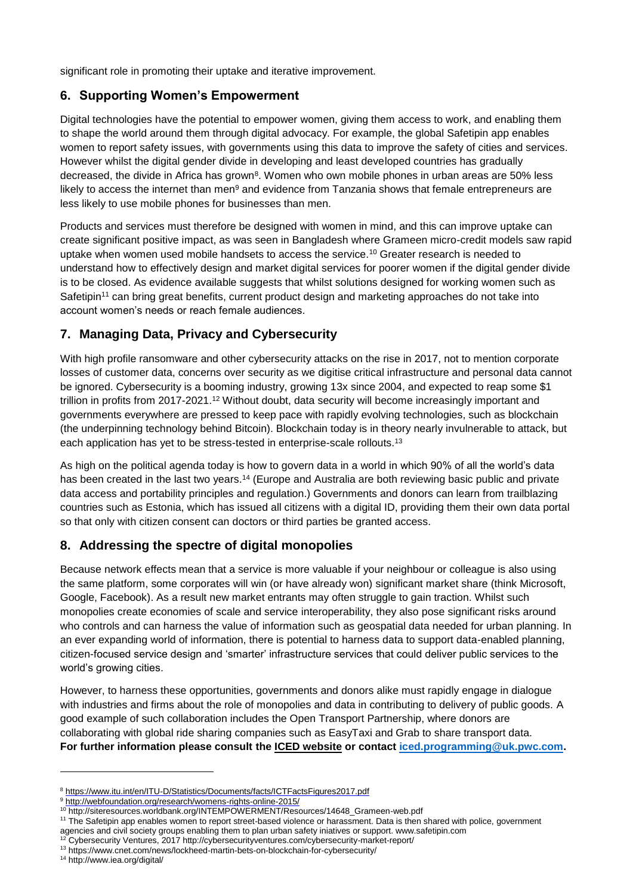significant role in promoting their uptake and iterative improvement.

## 6. Supporting Women's Empowerment

Digital technologies have the potential to empower women, giving them access to work, and enabling them to shape the world around them through digital advocacy. For example, the global Safetipin app enables women to report safety issues, with governments using this data to improve the safety of cities and services. However whilst the digital gender divide in developing and least developed countries has gradually decreased, the divide in Africa has grown[8]. Women who own mobile phones in urban areas are 50% less likely to access the internet than men[9] and evidence from Tanzania shows that female entrepreneurs are less likely to use mobile phones for businesses than men.

Products and services must therefore be designed with women in mind, and this can improve uptake can create significant positive impact, as was seen in Bangladesh where Grameen micro-credit models saw rapid uptake when women used mobile handsets to access the service.[10] Greater research is needed to understand how to effectively design and market digital services for poorer women if the digital gender divide is to be closed. As evidence available suggests that whilst solutions designed for working women such as Safetipin[11] can bring great benefits, current product design and marketing approaches do not take into account women's needs or reach female audiences.

## 7. Managing Data, Privacy and Cybersecurity

With high profile ransomware and other cybersecurity attacks on the rise in 2017, not to mention corporate losses of customer data, concerns over security as we digitise critical infrastructure and personal data cannot be ignored. Cybersecurity is a booming industry, growing 13x since 2004, and expected to reap some $1 trillion in profits from 2017-2021.[12] Without doubt, data security will become increasingly important and governments everywhere are pressed to keep pace with rapidly evolving technologies, such as blockchain (the underpinning technology behind Bitcoin). Blockchain today is in theory nearly invulnerable to attack, but each application has yet to be stress-tested in enterprise-scale rollouts.[13]

As high on the political agenda today is how to govern data in a world in which 90% of all the world's data has been created in the last two years.[14] (Europe and Australia are both reviewing basic public and private data access and portability principles and regulation.) Governments and donors can learn from trailblazing countries such as Estonia, which has issued all citizens with a digital ID, providing them their own data portal so that only with citizen consent can doctors or third parties be granted access.

## 8. Addressing the spectre of digital monopolies

Because network effects mean that a service is more valuable if your neighbour or colleague is also using the same platform, some corporates will win (or have already won) significant market share (think Microsoft, Google, Facebook). As a result new market entrants may often struggle to gain traction. Whilst such monopolies create economies of scale and service interoperability, they also pose significant risks around who controls and can harness the value of information such as geospatial data needed for urban planning. In an ever expanding world of information, there is potential to harness data to support data-enabled planning, citizen-focused service design and 'smarter' infrastructure services that could deliver public services to the world's growing cities.

However, to harness these opportunities, governments and donors alike must rapidly engage in dialogue with industries and firms about the role of monopolies and data in contributing to delivery of public goods. A good example of such collaboration includes the Open Transport Partnership, where donors are collaborating with global ride sharing companies such as EasyTaxi and Grab to share transport data.

**For further information please consult the ICED website or contact iced.programming@uk.pwc.com.**

---

[8] https://www.itu.int/en/ITU-D/Statistics/Documents/facts/ICTFactsFigures2017.pdf

[9] http://webfoundation.org/research/womens-rights-online-2015/

[10] http://siteresources.worldbank.org/INTEMPOWERMENT/Resources/14648_Grameen-web.pdf

[11] The Safetipin app enables women to report street-based violence or harassment. Data is then shared with police, government agencies and civil society groups enabling them to plan urban safety iniatives or support. www.safetipin.com

[12] Cybersecurity Ventures, 2017 http://cybersecurityventures.com/cybersecurity-market-report/

[13] https://www.cnet.com/news/lockheed-martin-bets-on-blockchain-for-cybersecurity/

[14] http://www.iea.org/digital/